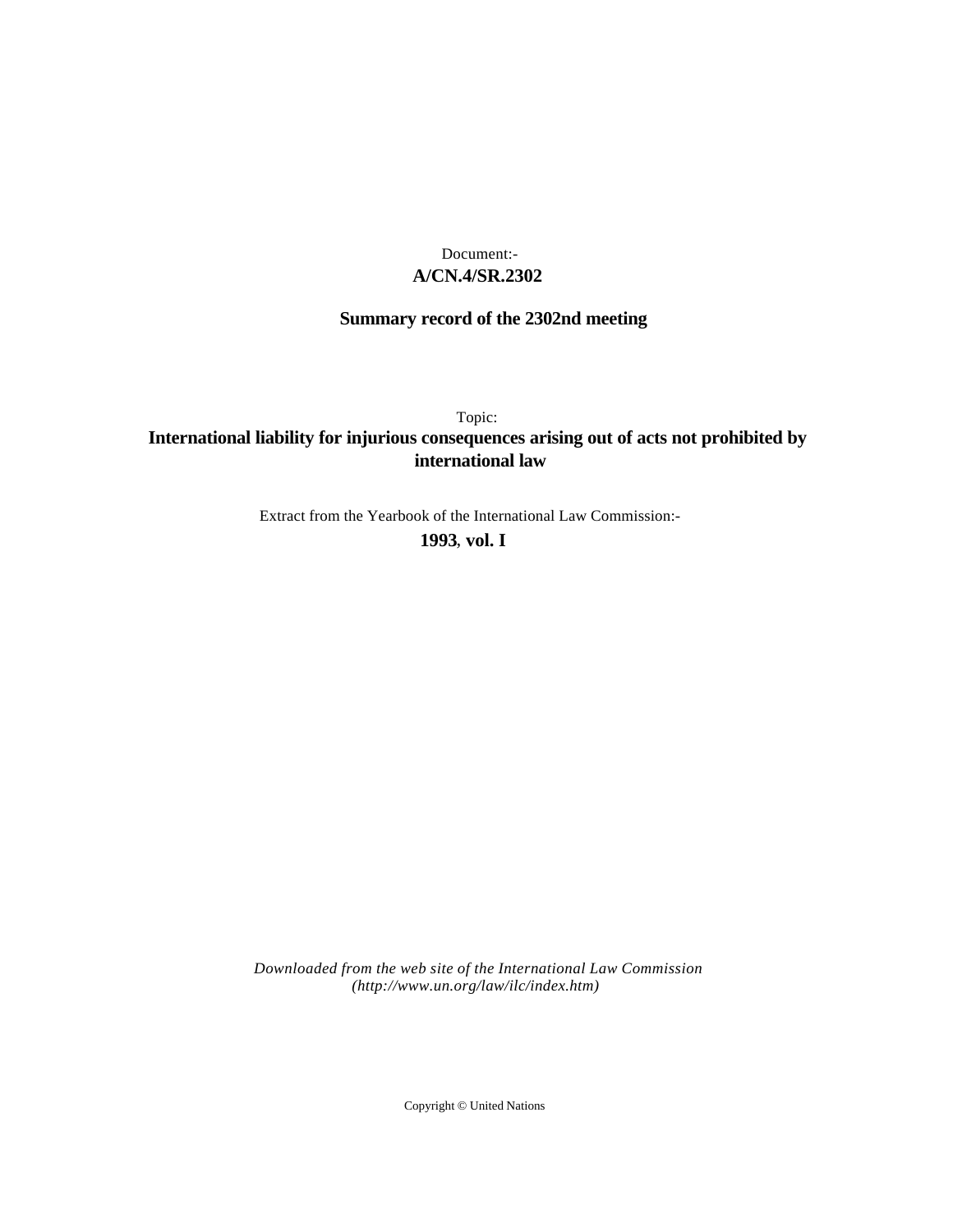Document:-

**A/CN.4/SR.2302**

**Summary record of the 2302nd meeting**

Topic:

**International liability for injurious consequences arising out of acts not prohibited by international law**

Extract from the Yearbook of the International Law Commission:-

**1993, vol. I**

*Downloaded from the web site of the International Law Commission (http://www.un.org/law/ilc/index.htm)*

Copyright © United Nations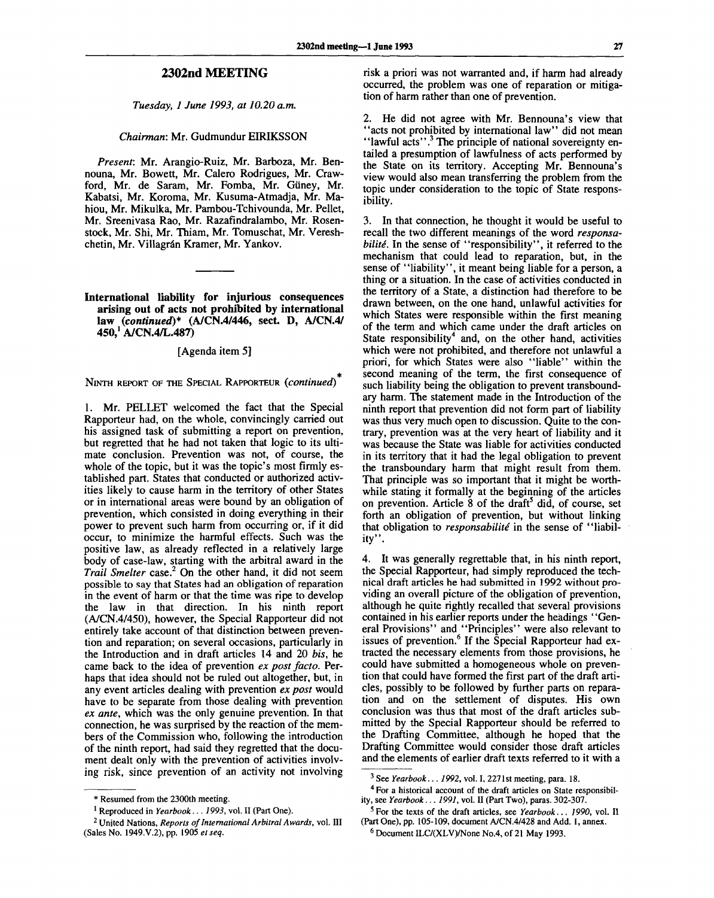## 2302nd MEETING

*Tuesday, 1 June 1993, at 10.20 a.m.*

*Chairman*: Mr. Gudmundur EIRIKSSON

*Present*: Mr. Arangio-Ruiz, Mr. Barboza, Mr. Bennouna, Mr. Bowett, Mr. Calero Rodrigues, Mr. Crawford, Mr. de Saram, Mr. Fomba, Mr. Güney, Mr. Kabatsi, Mr. Koroma, Mr. Kusuma-Atmadja, Mr. Mahiou, Mr. Mikulka, Mr. Pambou-Tchivounda, Mr. Pellet, Mr. Sreenivasa Rao, Mr. Razafindralambo, Mr. Rosenstock, Mr. Shi, Mr. Thiam, Mr. Tomuschat, Mr. Vereshchetin, Mr. Villagrán Kramer, Mr. Yankov.

---

**International liability for injurious consequences arising out of acts not prohibited by international law (*continued*)\* (A/CN.4/446, sect. D, A/CN.4/450,[1] A/CN.4/L.487)**

[Agenda item 5]

NINTH REPORT OF THE SPECIAL RAPPORTEUR (*continued*)\*

1. Mr. PELLET welcomed the fact that the Special Rapporteur had, on the whole, convincingly carried out his assigned task of submitting a report on prevention, but regretted that he had not taken that logic to its ultimate conclusion. Prevention was not, of course, the whole of the topic, but it was the topic's most firmly established part. States that conducted or authorized activities likely to cause harm in the territory of other States or in international areas were bound by an obligation of prevention, which consisted in doing everything in their power to prevent such harm from occurring or, if it did occur, to minimize the harmful effects. Such was the positive law, as already reflected in a relatively large body of case-law, starting with the arbitral award in the *Trail Smelter* case.[2] On the other hand, it did not seem possible to say that States had an obligation of reparation in the event of harm or that the time was ripe to develop the law in that direction. In his ninth report (A/CN.4/450), however, the Special Rapporteur did not entirely take account of that distinction between prevention and reparation; on several occasions, particularly in the Introduction and in draft articles 14 and 20 *bis*, he came back to the idea of prevention *ex post facto*. Perhaps that idea should not be ruled out altogether, but, in any event articles dealing with prevention *ex post* would have to be separate from those dealing with prevention *ex ante*, which was the only genuine prevention. In that connection, he was surprised by the reaction of the members of the Commission who, following the introduction of the ninth report, had said they regretted that the document dealt only with the prevention of activities involving risk, since prevention of an activity not involving risk a priori was not warranted and, if harm had already occurred, the problem was one of reparation or mitigation of harm rather than one of prevention.

2. He did not agree with Mr. Bennouna's view that "acts not prohibited by international law" did not mean "lawful acts".[3] The principle of national sovereignty entailed a presumption of lawfulness of acts performed by the State on its territory. Accepting Mr. Bennouna's view would also mean transferring the problem from the topic under consideration to the topic of State responsibility.

3. In that connection, he thought it would be useful to recall the two different meanings of the word *responsabilité*. In the sense of "responsibility", it referred to the mechanism that could lead to reparation, but, in the sense of "liability", it meant being liable for a person, a thing or a situation. In the case of activities conducted in the territory of a State, a distinction had therefore to be drawn between, on the one hand, unlawful activities for which States were responsible within the first meaning of the term and which came under the draft articles on State responsibility[4] and, on the other hand, activities which were not prohibited, and therefore not unlawful a priori, for which States were also "liable" within the second meaning of the term, the first consequence of such liability being the obligation to prevent transboundary harm. The statement made in the Introduction of the ninth report that prevention did not form part of liability was thus very much open to discussion. Quite to the contrary, prevention was at the very heart of liability and it was because the State was liable for activities conducted in its territory that it had the legal obligation to prevent the transboundary harm that might result from them. That principle was so important that it might be worthwhile stating it formally at the beginning of the articles on prevention. Article 8 of the draft[5] did, of course, set forth an obligation of prevention, but without linking that obligation to *responsabilité* in the sense of "liability".

4. It was generally regrettable that, in his ninth report, the Special Rapporteur, had simply reproduced the technical draft articles he had submitted in 1992 without providing an overall picture of the obligation of prevention, although he quite rightly recalled that several provisions contained in his earlier reports under the headings "General Provisions" and "Principles" were also relevant to issues of prevention.[6] If the Special Rapporteur had extracted the necessary elements from those provisions, he could have submitted a homogeneous whole on prevention that could have formed the first part of the draft articles, possibly to be followed by further parts on reparation and on the settlement of disputes. His own conclusion was thus that most of the draft articles submitted by the Special Rapporteur should be referred to the Drafting Committee, although he hoped that the Drafting Committee would consider those draft articles and the elements of earlier draft texts referred to it with a

---

\* Resumed from the 2300th meeting.

[1] Reproduced in *Yearbook . . . 1993*, vol. II (Part One).

[2] United Nations, *Reports of International Arbitral Awards*, vol. III (Sales No. 1949.V.2), pp. 1905 *et seq*.

[3] See *Yearbook . . . 1992*, vol. I, 2271st meeting, para. 18.

[4] For a historical account of the draft articles on State responsibility, see *Yearbook . . . 1991*, vol. II (Part Two), paras. 302-307.

[5] For the texts of the draft articles, see *Yearbook . . . 1990*, vol. II (Part One), pp. 105-109, document A/CN.4/428 and Add. 1, annex.

[6] Document ILC/(XLV)/None No.4, of 21 May 1993.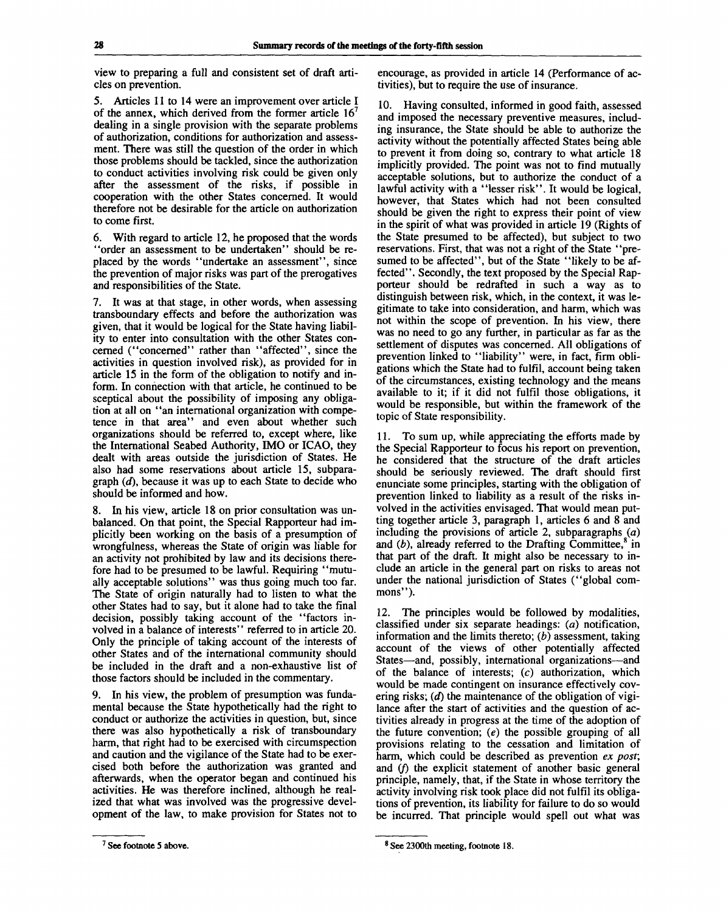view to preparing a full and consistent set of draft articles on prevention.

5. Articles 11 to 14 were an improvement over article I of the annex, which derived from the former article 16[7] dealing in a single provision with the separate problems of authorization, conditions for authorization and assessment. There was still the question of the order in which those problems should be tackled, since the authorization to conduct activities involving risk could be given only after the assessment of the risks, if possible in cooperation with the other States concerned. It would therefore not be desirable for the article on authorization to come first.

6. With regard to article 12, he proposed that the words "order an assessment to be undertaken" should be replaced by the words "undertake an assessment", since the prevention of major risks was part of the prerogatives and responsibilities of the State.

7. It was at that stage, in other words, when assessing transboundary effects and before the authorization was given, that it would be logical for the State having liability to enter into consultation with the other States concerned ("concerned" rather than "affected", since the activities in question involved risk), as provided for in article 15 in the form of the obligation to notify and inform. In connection with that article, he continued to be sceptical about the possibility of imposing any obligation at all on "an international organization with competence in that area" and even about whether such organizations should be referred to, except where, like the International Seabed Authority, IMO or ICAO, they dealt with areas outside the jurisdiction of States. He also had some reservations about article 15, subparagraph (*d*), because it was up to each State to decide who should be informed and how.

8. In his view, article 18 on prior consultation was unbalanced. On that point, the Special Rapporteur had implicitly been working on the basis of a presumption of wrongfulness, whereas the State of origin was liable for an activity not prohibited by law and its decisions therefore had to be presumed to be lawful. Requiring "mutually acceptable solutions" was thus going much too far. The State of origin naturally had to listen to what the other States had to say, but it alone had to take the final decision, possibly taking account of the "factors involved in a balance of interests" referred to in article 20. Only the principle of taking account of the interests of other States and of the international community should be included in the draft and a non-exhaustive list of those factors should be included in the commentary.

9. In his view, the problem of presumption was fundamental because the State hypothetically had the right to conduct or authorize the activities in question, but, since there was also hypothetically a risk of transboundary harm, that right had to be exercised with circumspection and caution and the vigilance of the State had to be exercised both before the authorization was granted and afterwards, when the operator began and continued his activities. He was therefore inclined, although he realized that what was involved was the progressive development of the law, to make provision for States not to encourage, as provided in article 14 (Performance of activities), but to require the use of insurance.

10. Having consulted, informed in good faith, assessed and imposed the necessary preventive measures, including insurance, the State should be able to authorize the activity without the potentially affected States being able to prevent it from doing so, contrary to what article 18 implicitly provided. The point was not to find mutually acceptable solutions, but to authorize the conduct of a lawful activity with a "lesser risk". It would be logical, however, that States which had not been consulted should be given the right to express their point of view in the spirit of what was provided in article 19 (Rights of the State presumed to be affected), but subject to two reservations. First, that was not a right of the State "presumed to be affected", but of the State "likely to be affected". Secondly, the text proposed by the Special Rapporteur should be redrafted in such a way as to distinguish between risk, which, in the context, it was legitimate to take into consideration, and harm, which was not within the scope of prevention. In his view, there was no need to go any further, in particular as far as the settlement of disputes was concerned. All obligations of prevention linked to "liability" were, in fact, firm obligations which the State had to fulfil, account being taken of the circumstances, existing technology and the means available to it; if it did not fulfil those obligations, it would be responsible, but within the framework of the topic of State responsibility.

11. To sum up, while appreciating the efforts made by the Special Rapporteur to focus his report on prevention, he considered that the structure of the draft articles should be seriously reviewed. The draft should first enunciate some principles, starting with the obligation of prevention linked to liability as a result of the risks involved in the activities envisaged. That would mean putting together article 3, paragraph 1, articles 6 and 8 and including the provisions of article 2, subparagraphs (*a*) and (*b*), already referred to the Drafting Committee,[8] in that part of the draft. It might also be necessary to include an article in the general part on risks to areas not under the national jurisdiction of States ("global commons").

12. The principles would be followed by modalities, classified under six separate headings: (*a*) notification, information and the limits thereto; (*b*) assessment, taking account of the views of other potentially affected States—and, possibly, international organizations—and of the balance of interests; (*c*) authorization, which would be made contingent on insurance effectively covering risks; (*d*) the maintenance of the obligation of vigilance after the start of activities and the question of activities already in progress at the time of the adoption of the future convention; (*e*) the possible grouping of all provisions relating to the cessation and limitation of harm, which could be described as prevention *ex post*; and (*f*) the explicit statement of another basic general principle, namely, that, if the State in whose territory the activity involving risk took place did not fulfil its obligations of prevention, its liability for failure to do so would be incurred. That principle would spell out what was

---

[7] See footnote 5 above.

[8] See 2300th meeting, footnote 18.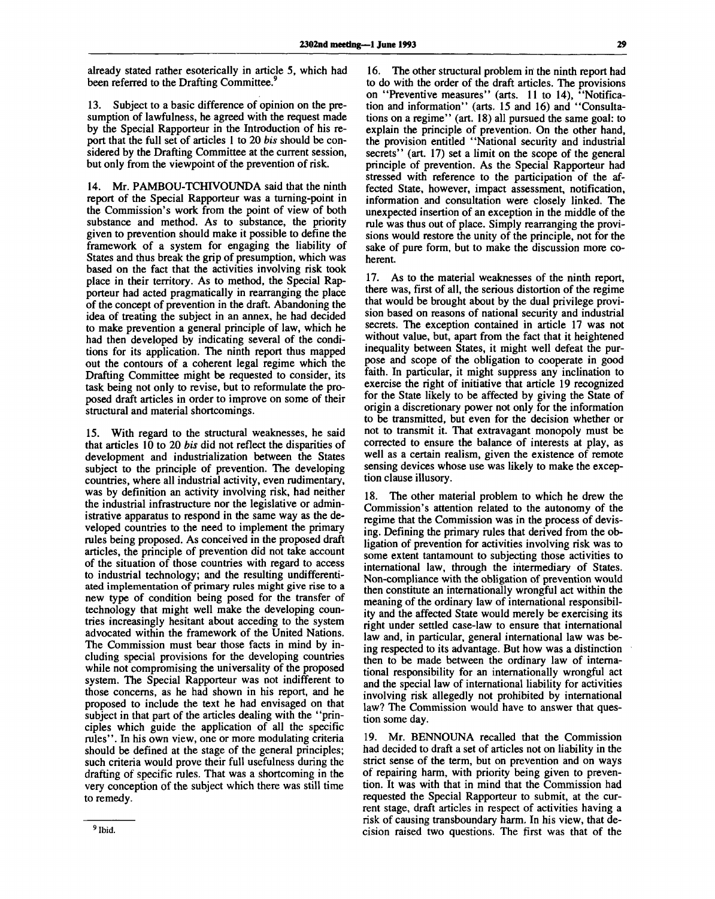already stated rather esoterically in article 5, which had been referred to the Drafting Committee.[9]

13. Subject to a basic difference of opinion on the presumption of lawfulness, he agreed with the request made by the Special Rapporteur in the Introduction of his report that the full set of articles 1 to 20 *bis* should be considered by the Drafting Committee at the current session, but only from the viewpoint of the prevention of risk.

14. Mr. PAMBOU-TCHIVOUNDA said that the ninth report of the Special Rapporteur was a turning-point in the Commission's work from the point of view of both substance and method. As to substance, the priority given to prevention should make it possible to define the framework of a system for engaging the liability of States and thus break the grip of presumption, which was based on the fact that the activities involving risk took place in their territory. As to method, the Special Rapporteur had acted pragmatically in rearranging the place of the concept of prevention in the draft. Abandoning the idea of treating the subject in an annex, he had decided to make prevention a general principle of law, which he had then developed by indicating several of the conditions for its application. The ninth report thus mapped out the contours of a coherent legal regime which the Drafting Committee might be requested to consider, its task being not only to revise, but to reformulate the proposed draft articles in order to improve on some of their structural and material shortcomings.

15. With regard to the structural weaknesses, he said that articles 10 to 20 *bis* did not reflect the disparities of development and industrialization between the States subject to the principle of prevention. The developing countries, where all industrial activity, even rudimentary, was by definition an activity involving risk, had neither the industrial infrastructure nor the legislative or administrative apparatus to respond in the same way as the developed countries to the need to implement the primary rules being proposed. As conceived in the proposed draft articles, the principle of prevention did not take account of the situation of those countries with regard to access to industrial technology; and the resulting undifferentiated implementation of primary rules might give rise to a new type of condition being posed for the transfer of technology that might well make the developing countries increasingly hesitant about acceding to the system advocated within the framework of the United Nations. The Commission must bear those facts in mind by including special provisions for the developing countries while not compromising the universality of the proposed system. The Special Rapporteur was not indifferent to those concerns, as he had shown in his report, and he proposed to include the text he had envisaged on that subject in that part of the articles dealing with the "principles which guide the application of all the specific rules". In his own view, one or more modulating criteria should be defined at the stage of the general principles; such criteria would prove their full usefulness during the drafting of specific rules. That was a shortcoming in the very conception of the subject which there was still time to remedy.

16. The other structural problem in the ninth report had to do with the order of the draft articles. The provisions on "Preventive measures" (arts. 11 to 14), "Notification and information" (arts. 15 and 16) and "Consultations on a regime" (art. 18) all pursued the same goal: to explain the principle of prevention. On the other hand, the provision entitled "National security and industrial secrets" (art. 17) set a limit on the scope of the general principle of prevention. As the Special Rapporteur had stressed with reference to the participation of the affected State, however, impact assessment, notification, information and consultation were closely linked. The unexpected insertion of an exception in the middle of the rule was thus out of place. Simply rearranging the provisions would restore the unity of the principle, not for the sake of pure form, but to make the discussion more coherent.

17. As to the material weaknesses of the ninth report, there was, first of all, the serious distortion of the regime that would be brought about by the dual privilege provision based on reasons of national security and industrial secrets. The exception contained in article 17 was not without value, but, apart from the fact that it heightened inequality between States, it might well defeat the purpose and scope of the obligation to cooperate in good faith. In particular, it might suppress any inclination to exercise the right of initiative that article 19 recognized for the State likely to be affected by giving the State of origin a discretionary power not only for the information to be transmitted, but even for the decision whether or not to transmit it. That extravagant monopoly must be corrected to ensure the balance of interests at play, as well as a certain realism, given the existence of remote sensing devices whose use was likely to make the exception clause illusory.

18. The other material problem to which he drew the Commission's attention related to the autonomy of the regime that the Commission was in the process of devising. Defining the primary rules that derived from the obligation of prevention for activities involving risk was to some extent tantamount to subjecting those activities to international law, through the intermediary of States. Non-compliance with the obligation of prevention would then constitute an internationally wrongful act within the meaning of the ordinary law of international responsibility and the affected State would merely be exercising its right under settled case-law to ensure that international law and, in particular, general international law was being respected to its advantage. But how was a distinction then to be made between the ordinary law of international responsibility for an internationally wrongful act and the special law of international liability for activities involving risk allegedly not prohibited by international law? The Commission would have to answer that question some day.

19. Mr. BENNOUNA recalled that the Commission had decided to draft a set of articles not on liability in the strict sense of the term, but on prevention and on ways of repairing harm, with priority being given to prevention. It was with that in mind that the Commission had requested the Special Rapporteur to submit, at the current stage, draft articles in respect of activities having a risk of causing transboundary harm. In his view, that decision raised two questions. The first was that of the

[9] Ibid.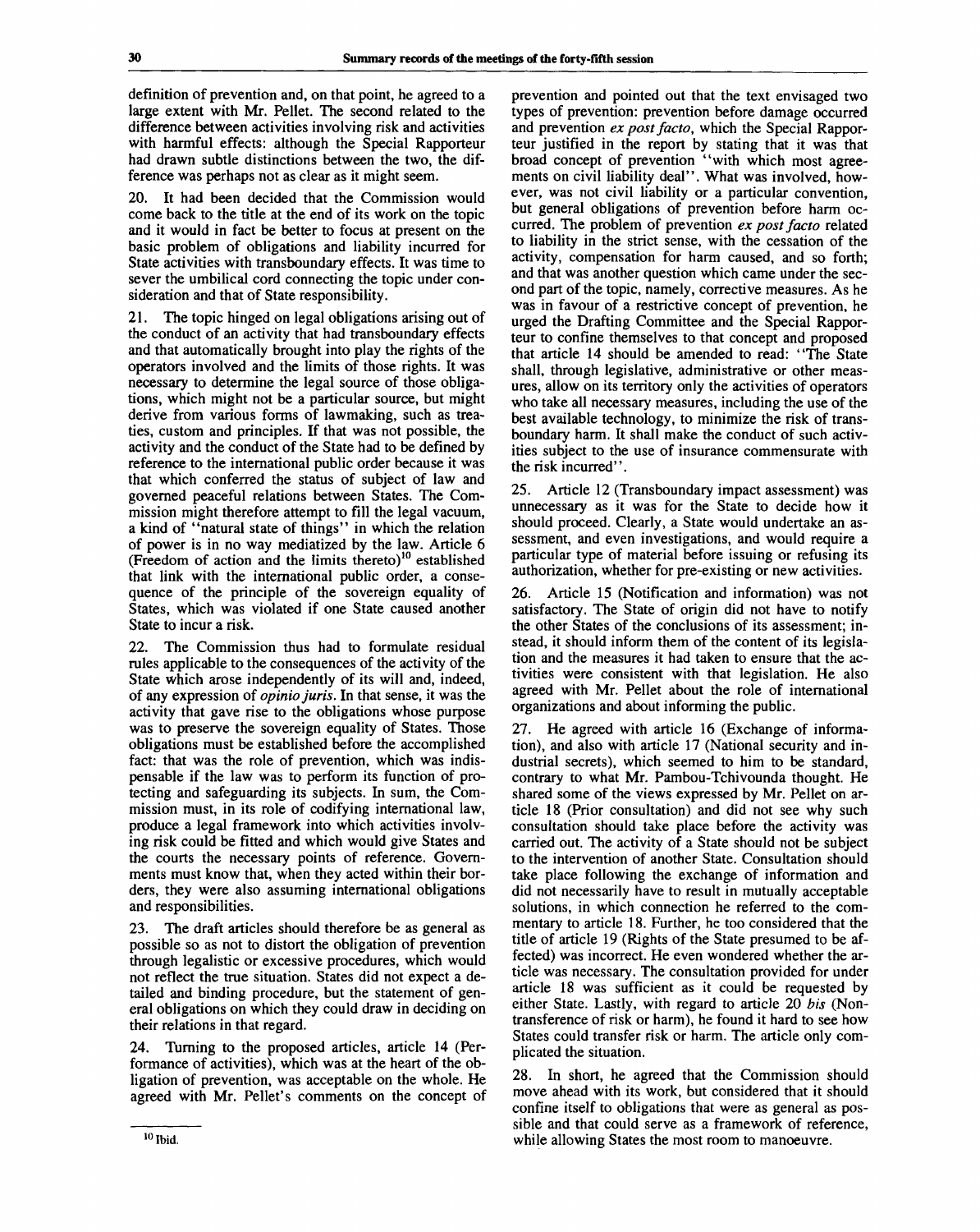definition of prevention and, on that point, he agreed to a large extent with Mr. Pellet. The second related to the difference between activities involving risk and activities with harmful effects: although the Special Rapporteur had drawn subtle distinctions between the two, the difference was perhaps not as clear as it might seem.

20. It had been decided that the Commission would come back to the title at the end of its work on the topic and it would in fact be better to focus at present on the basic problem of obligations and liability incurred for State activities with transboundary effects. It was time to sever the umbilical cord connecting the topic under consideration and that of State responsibility.

21. The topic hinged on legal obligations arising out of the conduct of an activity that had transboundary effects and that automatically brought into play the rights of the operators involved and the limits of those rights. It was necessary to determine the legal source of those obligations, which might not be a particular source, but might derive from various forms of lawmaking, such as treaties, custom and principles. If that was not possible, the activity and the conduct of the State had to be defined by reference to the international public order because it was that which conferred the status of subject of law and governed peaceful relations between States. The Commission might therefore attempt to fill the legal vacuum, a kind of "natural state of things" in which the relation of power is in no way mediatized by the law. Article 6 (Freedom of action and the limits thereto)[10] established that link with the international public order, a consequence of the principle of the sovereign equality of States, which was violated if one State caused another State to incur a risk.

22. The Commission thus had to formulate residual rules applicable to the consequences of the activity of the State which arose independently of its will and, indeed, of any expression of *opinio juris*. In that sense, it was the activity that gave rise to the obligations whose purpose was to preserve the sovereign equality of States. Those obligations must be established before the accomplished fact: that was the role of prevention, which was indispensable if the law was to perform its function of protecting and safeguarding its subjects. In sum, the Commission must, in its role of codifying international law, produce a legal framework into which activities involving risk could be fitted and which would give States and the courts the necessary points of reference. Governments must know that, when they acted within their borders, they were also assuming international obligations and responsibilities.

23. The draft articles should therefore be as general as possible so as not to distort the obligation of prevention through legalistic or excessive procedures, which would not reflect the true situation. States did not expect a detailed and binding procedure, but the statement of general obligations on which they could draw in deciding on their relations in that regard.

24. Turning to the proposed articles, article 14 (Performance of activities), which was at the heart of the obligation of prevention, was acceptable on the whole. He agreed with Mr. Pellet's comments on the concept of prevention and pointed out that the text envisaged two types of prevention: prevention before damage occurred and prevention *ex post facto*, which the Special Rapporteur justified in the report by stating that it was that broad concept of prevention "with which most agreements on civil liability deal". What was involved, however, was not civil liability or a particular convention, but general obligations of prevention before harm occurred. The problem of prevention *ex post facto* related to liability in the strict sense, with the cessation of the activity, compensation for harm caused, and so forth; and that was another question which came under the second part of the topic, namely, corrective measures. As he was in favour of a restrictive concept of prevention, he urged the Drafting Committee and the Special Rapporteur to confine themselves to that concept and proposed that article 14 should be amended to read: "The State shall, through legislative, administrative or other measures, allow on its territory only the activities of operators who take all necessary measures, including the use of the best available technology, to minimize the risk of transboundary harm. It shall make the conduct of such activities subject to the use of insurance commensurate with the risk incurred".

25. Article 12 (Transboundary impact assessment) was unnecessary as it was for the State to decide how it should proceed. Clearly, a State would undertake an assessment, and even investigations, and would require a particular type of material before issuing or refusing its authorization, whether for pre-existing or new activities.

26. Article 15 (Notification and information) was not satisfactory. The State of origin did not have to notify the other States of the conclusions of its assessment; instead, it should inform them of the content of its legislation and the measures it had taken to ensure that the activities were consistent with that legislation. He also agreed with Mr. Pellet about the role of international organizations and about informing the public.

27. He agreed with article 16 (Exchange of information), and also with article 17 (National security and industrial secrets), which seemed to him to be standard, contrary to what Mr. Pambou-Tchivounda thought. He shared some of the views expressed by Mr. Pellet on article 18 (Prior consultation) and did not see why such consultation should take place before the activity was carried out. The activity of a State should not be subject to the intervention of another State. Consultation should take place following the exchange of information and did not necessarily have to result in mutually acceptable solutions, in which connection he referred to the commentary to article 18. Further, he too considered that the title of article 19 (Rights of the State presumed to be affected) was incorrect. He even wondered whether the article was necessary. The consultation provided for under article 18 was sufficient as it could be requested by either State. Lastly, with regard to article 20 *bis* (Non-transference of risk or harm), he found it hard to see how States could transfer risk or harm. The article only complicated the situation.

28. In short, he agreed that the Commission should move ahead with its work, but considered that it should confine itself to obligations that were as general as possible and that could serve as a framework of reference, while allowing States the most room to manoeuvre.

---

[10] Ibid.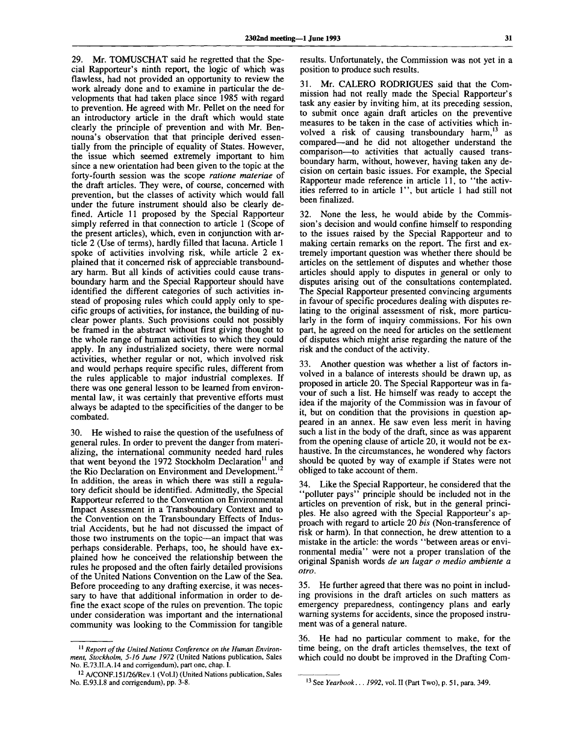29. Mr. TOMUSCHAT said he regretted that the Special Rapporteur's ninth report, the logic of which was flawless, had not provided an opportunity to review the work already done and to examine in particular the developments that had taken place since 1985 with regard to prevention. He agreed with Mr. Pellet on the need for an introductory article in the draft which would state clearly the principle of prevention and with Mr. Bennouna's observation that that principle derived essentially from the principle of equality of States. However, the issue which seemed extremely important to him since a new orientation had been given to the topic at the forty-fourth session was the scope *ratione materiae* of the draft articles. They were, of course, concerned with prevention, but the classes of activity which would fall under the future instrument should also be clearly defined. Article 11 proposed by the Special Rapporteur simply referred in that connection to article 1 (Scope of the present articles), which, even in conjunction with article 2 (Use of terms), hardly filled that lacuna. Article 1 spoke of activities involving risk, while article 2 explained that it concerned risk of appreciable transboundary harm. But all kinds of activities could cause transboundary harm and the Special Rapporteur should have identified the different categories of such activities instead of proposing rules which could apply only to specific groups of activities, for instance, the building of nuclear power plants. Such provisions could not possibly be framed in the abstract without first giving thought to the whole range of human activities to which they could apply. In any industrialized society, there were normal activities, whether regular or not, which involved risk and would perhaps require specific rules, different from the rules applicable to major industrial complexes. If there was one general lesson to be learned from environmental law, it was certainly that preventive efforts must always be adapted to the specificities of the danger to be combated.

30. He wished to raise the question of the usefulness of general rules. In order to prevent the danger from materializing, the international community needed hard rules that went beyond the 1972 Stockholm Declaration[11] and the Rio Declaration on Environment and Development.[12] In addition, the areas in which there was still a regulatory deficit should be identified. Admittedly, the Special Rapporteur referred to the Convention on Environmental Impact Assessment in a Transboundary Context and to the Convention on the Transboundary Effects of Industrial Accidents, but he had not discussed the impact of those two instruments on the topic—an impact that was perhaps considerable. Perhaps, too, he should have explained how he conceived the relationship between the rules he proposed and the often fairly detailed provisions of the United Nations Convention on the Law of the Sea. Before proceeding to any drafting exercise, it was necessary to have that additional information in order to define the exact scope of the rules on prevention. The topic under consideration was important and the international community was looking to the Commission for tangible results. Unfortunately, the Commission was not yet in a position to produce such results.

31. Mr. CALERO RODRIGUES said that the Commission had not really made the Special Rapporteur's task any easier by inviting him, at its preceding session, to submit once again draft articles on the preventive measures to be taken in the case of activities which involved a risk of causing transboundary harm,[13] as compared—and he did not altogether understand the comparison—to activities that actually caused transboundary harm, without, however, having taken any decision on certain basic issues. For example, the Special Rapporteur made reference in article 11, to "the activities referred to in article 1", but article 1 had still not been finalized.

32. None the less, he would abide by the Commission's decision and would confine himself to responding to the issues raised by the Special Rapporteur and to making certain remarks on the report. The first and extremely important question was whether there should be articles on the settlement of disputes and whether those articles should apply to disputes in general or only to disputes arising out of the consultations contemplated. The Special Rapporteur presented convincing arguments in favour of specific procedures dealing with disputes relating to the original assessment of risk, more particularly in the form of inquiry commissions. For his own part, he agreed on the need for articles on the settlement of disputes which might arise regarding the nature of the risk and the conduct of the activity.

33. Another question was whether a list of factors involved in a balance of interests should be drawn up, as proposed in article 20. The Special Rapporteur was in favour of such a list. He himself was ready to accept the idea if the majority of the Commission was in favour of it, but on condition that the provisions in question appeared in an annex. He saw even less merit in having such a list in the body of the draft, since as was apparent from the opening clause of article 20, it would not be exhaustive. In the circumstances, he wondered why factors should be quoted by way of example if States were not obliged to take account of them.

34. Like the Special Rapporteur, he considered that the "polluter pays" principle should be included not in the articles on prevention of risk, but in the general principles. He also agreed with the Special Rapporteur's approach with regard to article 20 *bis* (Non-transference of risk or harm). In that connection, he drew attention to a mistake in the article: the words "between areas or environmental media" were not a proper translation of the original Spanish words *de un lugar o medio ambiente a otro*.

35. He further agreed that there was no point in including provisions in the draft articles on such matters as emergency preparedness, contingency plans and early warning systems for accidents, since the proposed instrument was of a general nature.

36. He had no particular comment to make, for the time being, on the draft articles themselves, the text of which could no doubt be improved in the Drafting Com-

---

[11] *Report of the United Nations Conference on the Human Environment, Stockholm, 5-16 June 1972* (United Nations publication, Sales No. E.73.II.A.14 and corrigendum), part one, chap. I.

[12] A/CONF.151/26/Rev.1 (Vol.I) (United Nations publication, Sales No. E.93.I.8 and corrigendum), pp. 3-8.

[13] See *Yearbook... 1992*, vol. II (Part Two), p. 51, para. 349.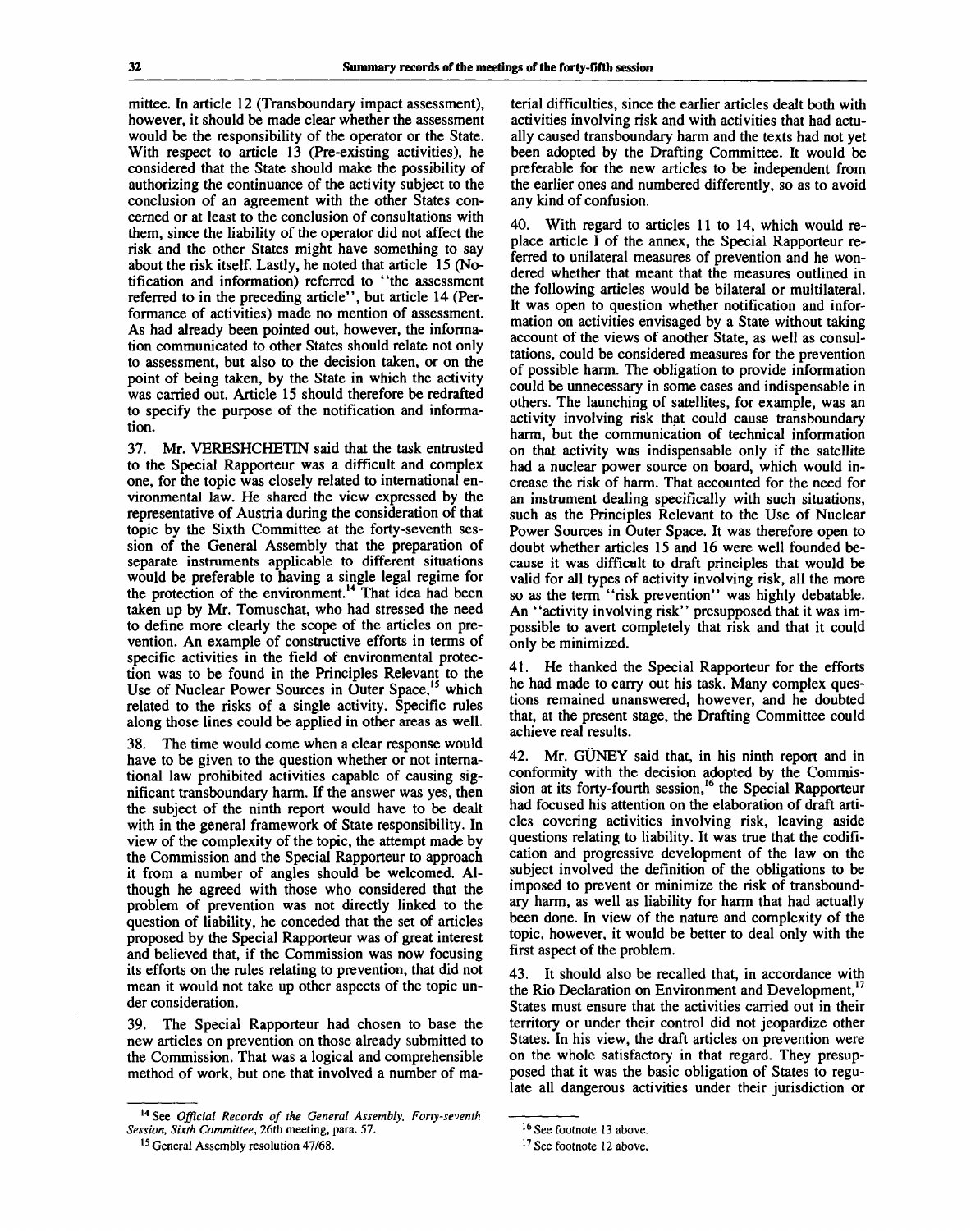mittee. In article 12 (Transboundary impact assessment), however, it should be made clear whether the assessment would be the responsibility of the operator or the State. With respect to article 13 (Pre-existing activities), he considered that the State should make the possibility of authorizing the continuance of the activity subject to the conclusion of an agreement with the other States concerned or at least to the conclusion of consultations with them, since the liability of the operator did not affect the risk and the other States might have something to say about the risk itself. Lastly, he noted that article 15 (Notification and information) referred to "the assessment referred to in the preceding article", but article 14 (Performance of activities) made no mention of assessment. As had already been pointed out, however, the information communicated to other States should relate not only to assessment, but also to the decision taken, or on the point of being taken, by the State in which the activity was carried out. Article 15 should therefore be redrafted to specify the purpose of the notification and information.

37. Mr. VERESHCHETIN said that the task entrusted to the Special Rapporteur was a difficult and complex one, for the topic was closely related to international environmental law. He shared the view expressed by the representative of Austria during the consideration of that topic by the Sixth Committee at the forty-seventh session of the General Assembly that the preparation of separate instruments applicable to different situations would be preferable to having a single legal regime for the protection of the environment.[14] That idea had been taken up by Mr. Tomuschat, who had stressed the need to define more clearly the scope of the articles on prevention. An example of constructive efforts in terms of specific activities in the field of environmental protection was to be found in the Principles Relevant to the Use of Nuclear Power Sources in Outer Space,[15] which related to the risks of a single activity. Specific rules along those lines could be applied in other areas as well.

38. The time would come when a clear response would have to be given to the question whether or not international law prohibited activities capable of causing significant transboundary harm. If the answer was yes, then the subject of the ninth report would have to be dealt with in the general framework of State responsibility. In view of the complexity of the topic, the attempt made by the Commission and the Special Rapporteur to approach it from a number of angles should be welcomed. Although he agreed with those who considered that the problem of prevention was not directly linked to the question of liability, he conceded that the set of articles proposed by the Special Rapporteur was of great interest and believed that, if the Commission was now focusing its efforts on the rules relating to prevention, that did not mean it would not take up other aspects of the topic under consideration.

39. The Special Rapporteur had chosen to base the new articles on prevention on those already submitted to the Commission. That was a logical and comprehensible method of work, but one that involved a number of material difficulties, since the earlier articles dealt both with activities involving risk and with activities that had actually caused transboundary harm and the texts had not yet been adopted by the Drafting Committee. It would be preferable for the new articles to be independent from the earlier ones and numbered differently, so as to avoid any kind of confusion.

40. With regard to articles 11 to 14, which would replace article I of the annex, the Special Rapporteur referred to unilateral measures of prevention and he wondered whether that meant that the measures outlined in the following articles would be bilateral or multilateral. It was open to question whether notification and information on activities envisaged by a State without taking account of the views of another State, as well as consultations, could be considered measures for the prevention of possible harm. The obligation to provide information could be unnecessary in some cases and indispensable in others. The launching of satellites, for example, was an activity involving risk that could cause transboundary harm, but the communication of technical information on that activity was indispensable only if the satellite had a nuclear power source on board, which would increase the risk of harm. That accounted for the need for an instrument dealing specifically with such situations, such as the Principles Relevant to the Use of Nuclear Power Sources in Outer Space. It was therefore open to doubt whether articles 15 and 16 were well founded because it was difficult to draft principles that would be valid for all types of activity involving risk, all the more so as the term "risk prevention" was highly debatable. An "activity involving risk" presupposed that it was impossible to avert completely that risk and that it could only be minimized.

41. He thanked the Special Rapporteur for the efforts he had made to carry out his task. Many complex questions remained unanswered, however, and he doubted that, at the present stage, the Drafting Committee could achieve real results.

42. Mr. GÜNEY said that, in his ninth report and in conformity with the decision adopted by the Commission at its forty-fourth session,[16] the Special Rapporteur had focused his attention on the elaboration of draft articles covering activities involving risk, leaving aside questions relating to liability. It was true that the codification and progressive development of the law on the subject involved the definition of the obligations to be imposed to prevent or minimize the risk of transboundary harm, as well as liability for harm that had actually been done. In view of the nature and complexity of the topic, however, it would be better to deal only with the first aspect of the problem.

43. It should also be recalled that, in accordance with the Rio Declaration on Environment and Development,[17] States must ensure that the activities carried out in their territory or under their control did not jeopardize other States. In his view, the draft articles on prevention were on the whole satisfactory in that regard. They presupposed that it was the basic obligation of States to regulate all dangerous activities under their jurisdiction or

---

[14] See *Official Records of the General Assembly, Forty-seventh Session, Sixth Committee*, 26th meeting, para. 57.

[15] General Assembly resolution 47/68.

[16] See footnote 13 above.

[17] See footnote 12 above.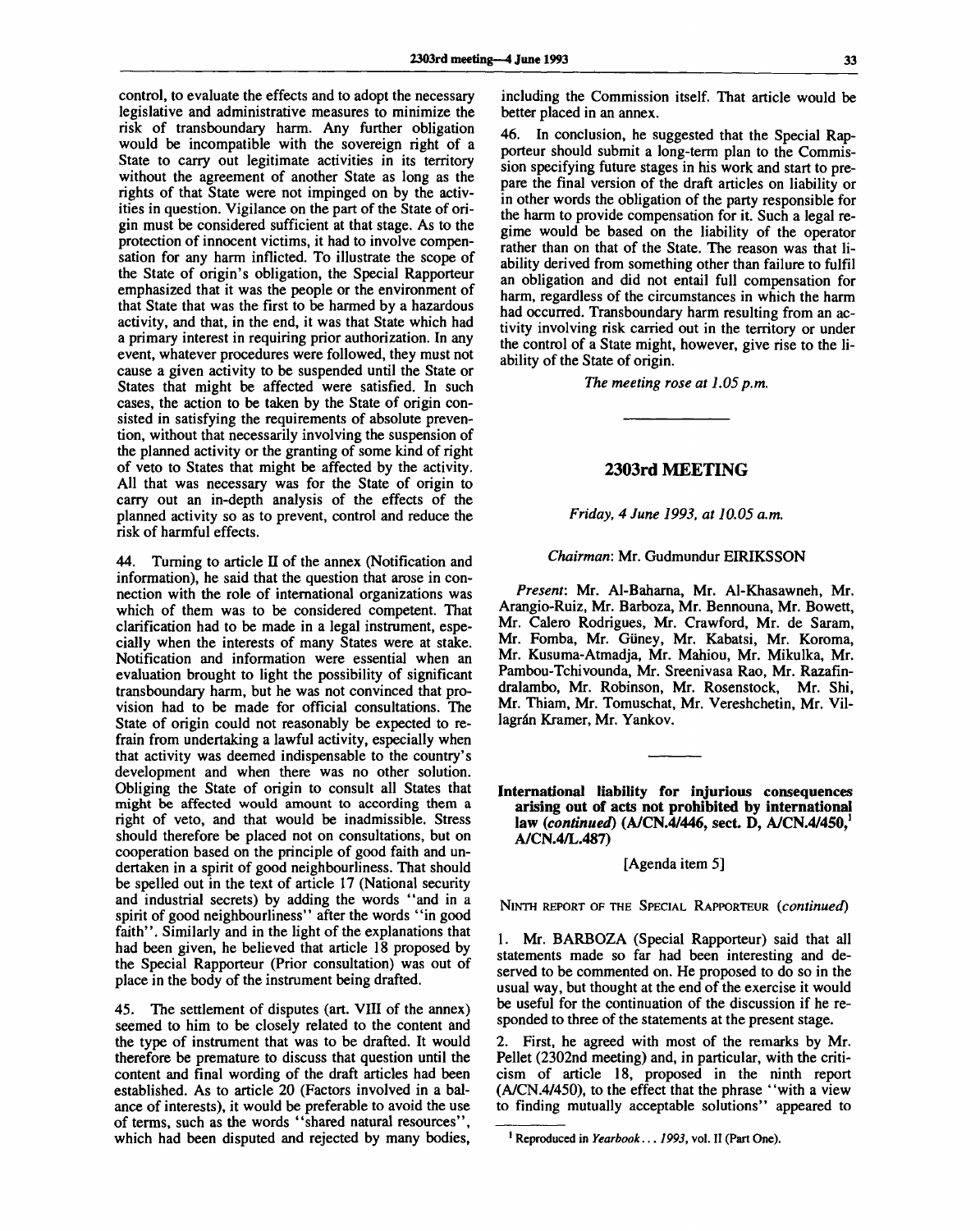control, to evaluate the effects and to adopt the necessary legislative and administrative measures to minimize the risk of transboundary harm. Any further obligation would be incompatible with the sovereign right of a State to carry out legitimate activities in its territory without the agreement of another State as long as the rights of that State were not impinged on by the activities in question. Vigilance on the part of the State of origin must be considered sufficient at that stage. As to the protection of innocent victims, it had to involve compensation for any harm inflicted. To illustrate the scope of the State of origin's obligation, the Special Rapporteur emphasized that it was the people or the environment of that State that was the first to be harmed by a hazardous activity, and that, in the end, it was that State which had a primary interest in requiring prior authorization. In any event, whatever procedures were followed, they must not cause a given activity to be suspended until the State or States that might be affected were satisfied. In such cases, the action to be taken by the State of origin consisted in satisfying the requirements of absolute prevention, without that necessarily involving the suspension of the planned activity or the granting of some kind of right of veto to States that might be affected by the activity. All that was necessary was for the State of origin to carry out an in-depth analysis of the effects of the planned activity so as to prevent, control and reduce the risk of harmful effects.

44. Turning to article II of the annex (Notification and information), he said that the question that arose in connection with the role of international organizations was which of them was to be considered competent. That clarification had to be made in a legal instrument, especially when the interests of many States were at stake. Notification and information were essential when an evaluation brought to light the possibility of significant transboundary harm, but he was not convinced that provision had to be made for official consultations. The State of origin could not reasonably be expected to refrain from undertaking a lawful activity, especially when that activity was deemed indispensable to the country's development and when there was no other solution. Obliging the State of origin to consult all States that might be affected would amount to according them a right of veto, and that would be inadmissible. Stress should therefore be placed not on consultations, but on cooperation based on the principle of good faith and undertaken in a spirit of good neighbourliness. That should be spelled out in the text of article 17 (National security and industrial secrets) by adding the words "and in a spirit of good neighbourliness" after the words "in good faith". Similarly and in the light of the explanations that had been given, he believed that article 18 proposed by the Special Rapporteur (Prior consultation) was out of place in the body of the instrument being drafted.

45. The settlement of disputes (art. VIII of the annex) seemed to him to be closely related to the content and the type of instrument that was to be drafted. It would therefore be premature to discuss that question until the content and final wording of the draft articles had been established. As to article 20 (Factors involved in a balance of interests), it would be preferable to avoid the use of terms, such as the words "shared natural resources", which had been disputed and rejected by many bodies, including the Commission itself. That article would be better placed in an annex.

46. In conclusion, he suggested that the Special Rapporteur should submit a long-term plan to the Commission specifying future stages in his work and start to prepare the final version of the draft articles on liability or in other words the obligation of the party responsible for the harm to provide compensation for it. Such a legal regime would be based on the liability of the operator rather than on that of the State. The reason was that liability derived from something other than failure to fulfil an obligation and did not entail full compensation for harm, regardless of the circumstances in which the harm had occurred. Transboundary harm resulting from an activity involving risk carried out in the territory or under the control of a State might, however, give rise to the liability of the State of origin.

*The meeting rose at 1.05 p.m.*

---

## 2303rd MEETING

*Friday, 4 June 1993, at 10.05 a.m.*

*Chairman*: Mr. Gudmundur EIRIKSSON

*Present*: Mr. Al-Baharna, Mr. Al-Khasawneh, Mr. Arangio-Ruiz, Mr. Barboza, Mr. Bennouna, Mr. Bowett, Mr. Calero Rodrigues, Mr. Crawford, Mr. de Saram, Mr. Fomba, Mr. Güney, Mr. Kabatsi, Mr. Koroma, Mr. Kusuma-Atmadja, Mr. Mahiou, Mr. Mikulka, Mr. Pambou-Tchivounda, Mr. Sreenivasa Rao, Mr. Razafindralambo, Mr. Robinson, Mr. Rosenstock, Mr. Shi, Mr. Thiam, Mr. Tomuschat, Mr. Vereshchetin, Mr. Villagrán Kramer, Mr. Yankov.

---

**International liability for injurious consequences arising out of acts not prohibited by international law (*continued*) (A/CN.4/446, sect. D, A/CN.4/450,[1] A/CN.4/L.487)**

[Agenda item 5]

NINTH REPORT OF THE SPECIAL RAPPORTEUR (*continued*)

1. Mr. BARBOZA (Special Rapporteur) said that all statements made so far had been interesting and deserved to be commented on. He proposed to do so in the usual way, but thought at the end of the exercise it would be useful for the continuation of the discussion if he responded to three of the statements at the present stage.

2. First, he agreed with most of the remarks by Mr. Pellet (2302nd meeting) and, in particular, with the criticism of article 18, proposed in the ninth report (A/CN.4/450), to the effect that the phrase "with a view to finding mutually acceptable solutions" appeared to

---

[1] Reproduced in *Yearbook... 1993*, vol. II (Part One).